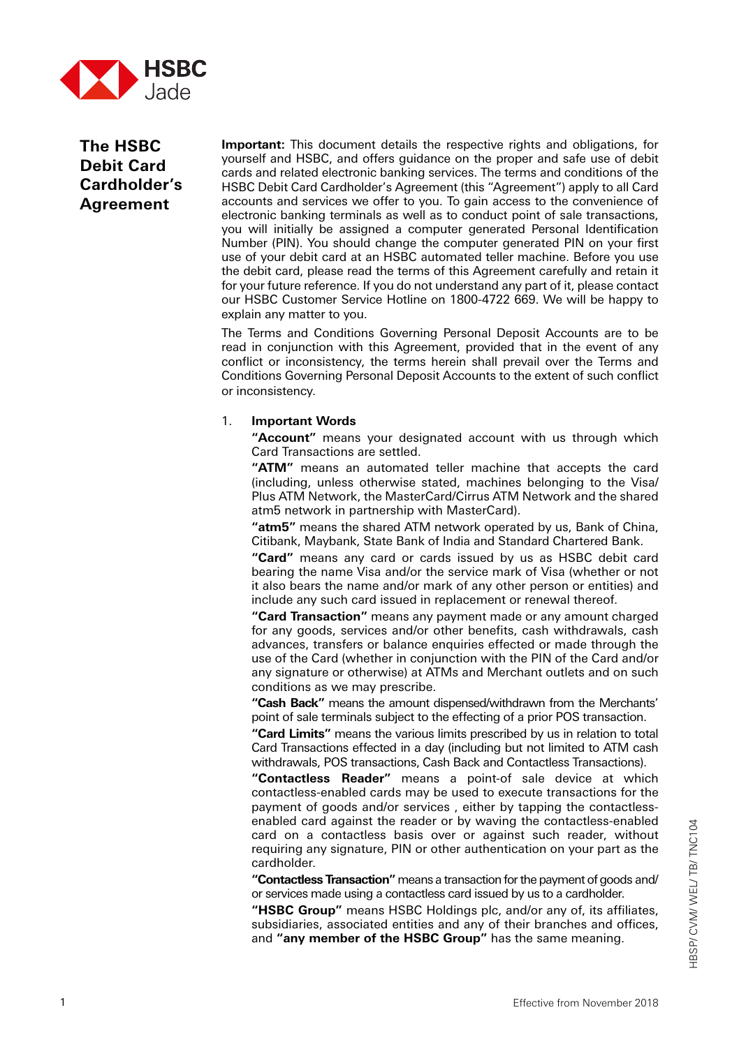# The HSBC Debit Card Cardholder's Agreement

**Important:** This document details the respective rights and obligations, for yourself and HSBC, and offers guidance on the proper and safe use of debit cards and related electronic banking services. The terms and conditions of the HSBC Debit Card Cardholder's Agreement (this "Agreement") apply to all Card accounts and services we offer to you. To gain access to the convenience of electronic banking terminals as well as to conduct point of sale transactions, you will initially be assigned a computer generated Personal Identification Number (PIN). You should change the computer generated PIN on your first use of your debit card at an HSBC automated teller machine. Before you use the debit card, please read the terms of this Agreement carefully and retain it for your future reference. If you do not understand any part of it, please contact our HSBC Customer Service Hotline on 1800-4722 669. We will be happy to explain any matter to you.

The Terms and Conditions Governing Personal Deposit Accounts are to be read in conjunction with this Agreement, provided that in the event of any conflict or inconsistency, the terms herein shall prevail over the Terms and Conditions Governing Personal Deposit Accounts to the extent of such conflict or inconsistency.

1. **Important Words**

   **"Account"** means your designated account with us through which Card Transactions are settled.

   **"ATM"** means an automated teller machine that accepts the card (including, unless otherwise stated, machines belonging to the Visa/ Plus ATM Network, the MasterCard/Cirrus ATM Network and the shared atm5 network in partnership with MasterCard).

   **"atm5"** means the shared ATM network operated by us, Bank of China, Citibank, Maybank, State Bank of India and Standard Chartered Bank.

   **"Card"** means any card or cards issued by us as HSBC debit card bearing the name Visa and/or the service mark of Visa (whether or not it also bears the name and/or mark of any other person or entities) and include any such card issued in replacement or renewal thereof.

   **"Card Transaction"** means any payment made or any amount charged for any goods, services and/or other benefits, cash withdrawals, cash advances, transfers or balance enquiries effected or made through the use of the Card (whether in conjunction with the PIN of the Card and/or any signature or otherwise) at ATMs and Merchant outlets and on such conditions as we may prescribe.

   **"Cash Back"** means the amount dispensed/withdrawn from the Merchants' point of sale terminals subject to the effecting of a prior POS transaction.

   **"Card Limits"** means the various limits prescribed by us in relation to total Card Transactions effected in a day (including but not limited to ATM cash withdrawals, POS transactions, Cash Back and Contactless Transactions).

   **"Contactless Reader"** means a point-of sale device at which contactless-enabled cards may be used to execute transactions for the payment of goods and/or services , either by tapping the contactless-enabled card against the reader or by waving the contactless-enabled card on a contactless basis over or against such reader, without requiring any signature, PIN or other authentication on your part as the cardholder.

   **"Contactless Transaction"** means a transaction for the payment of goods and/ or services made using a contactless card issued by us to a cardholder.

   **"HSBC Group"** means HSBC Holdings plc, and/or any of, its affiliates, subsidiaries, associated entities and any of their branches and offices, and **"any member of the HSBC Group"** has the same meaning.

Effective from November 2018

HBSP/ CVM/ WEL/ TB/ TNC104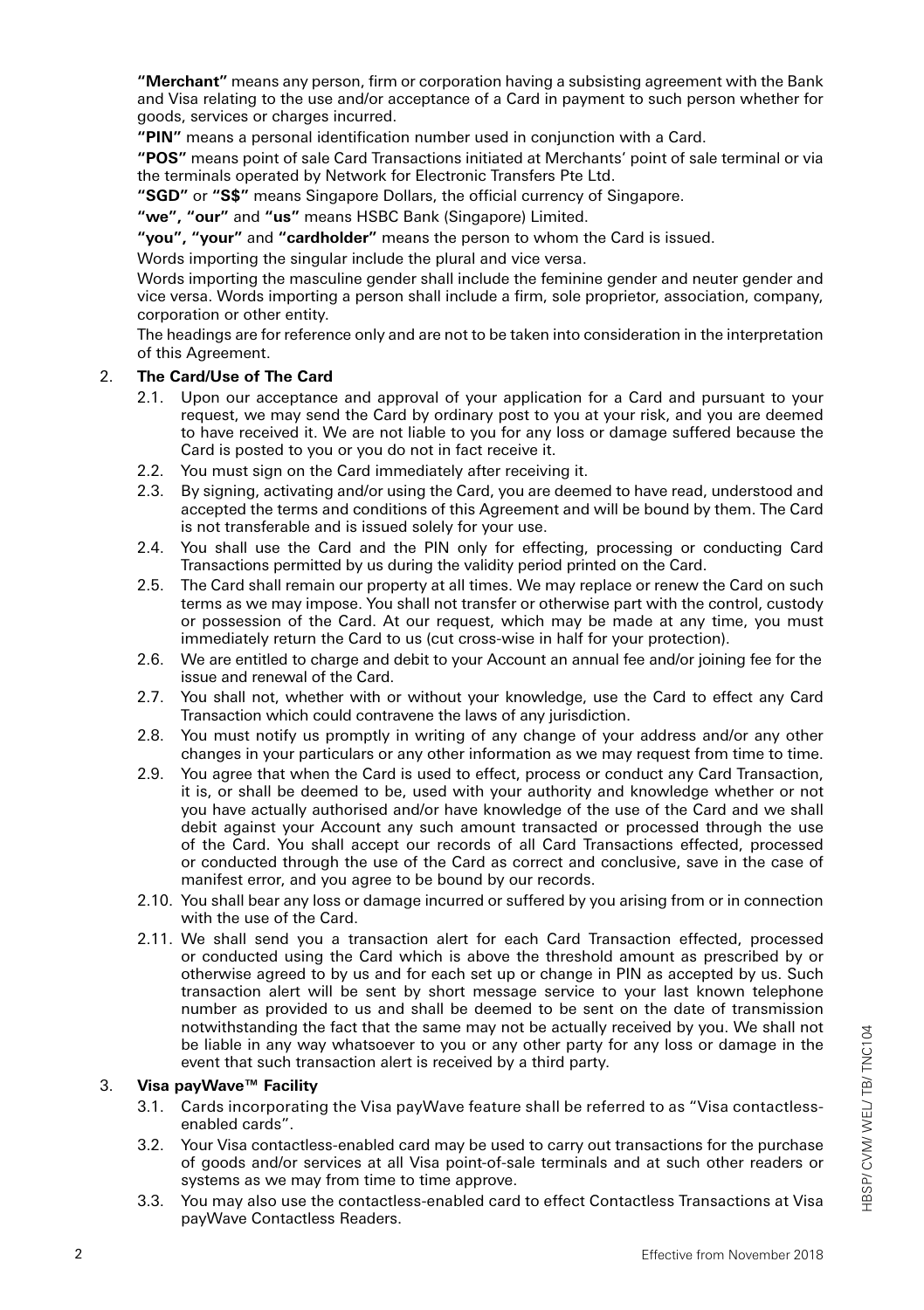**"Merchant"** means any person, firm or corporation having a subsisting agreement with the Bank and Visa relating to the use and/or acceptance of a Card in payment to such person whether for goods, services or charges incurred.

**"PIN"** means a personal identification number used in conjunction with a Card.

**"POS"** means point of sale Card Transactions initiated at Merchants' point of sale terminal or via the terminals operated by Network for Electronic Transfers Pte Ltd.

**"SGD"** or **"S$"** means Singapore Dollars, the official currency of Singapore.

**"we", "our"** and **"us"** means HSBC Bank (Singapore) Limited.

**"you", "your"** and **"cardholder"** means the person to whom the Card is issued.

Words importing the singular include the plural and vice versa.

Words importing the masculine gender shall include the feminine gender and neuter gender and vice versa. Words importing a person shall include a firm, sole proprietor, association, company, corporation or other entity.

The headings are for reference only and are not to be taken into consideration in the interpretation of this Agreement.

## 2. The Card/Use of The Card

2.1. Upon our acceptance and approval of your application for a Card and pursuant to your request, we may send the Card by ordinary post to you at your risk, and you are deemed to have received it. We are not liable to you for any loss or damage suffered because the Card is posted to you or you do not in fact receive it.

2.2. You must sign on the Card immediately after receiving it.

2.3. By signing, activating and/or using the Card, you are deemed to have read, understood and accepted the terms and conditions of this Agreement and will be bound by them. The Card is not transferable and is issued solely for your use.

2.4. You shall use the Card and the PIN only for effecting, processing or conducting Card Transactions permitted by us during the validity period printed on the Card.

2.5. The Card shall remain our property at all times. We may replace or renew the Card on such terms as we may impose. You shall not transfer or otherwise part with the control, custody or possession of the Card. At our request, which may be made at any time, you must immediately return the Card to us (cut cross-wise in half for your protection).

2.6. We are entitled to charge and debit to your Account an annual fee and/or joining fee for the issue and renewal of the Card.

2.7. You shall not, whether with or without your knowledge, use the Card to effect any Card Transaction which could contravene the laws of any jurisdiction.

2.8. You must notify us promptly in writing of any change of your address and/or any other changes in your particulars or any other information as we may request from time to time.

2.9. You agree that when the Card is used to effect, process or conduct any Card Transaction, it is, or shall be deemed to be, used with your authority and knowledge whether or not you have actually authorised and/or have knowledge of the use of the Card and we shall debit against your Account any such amount transacted or processed through the use of the Card. You shall accept our records of all Card Transactions effected, processed or conducted through the use of the Card as correct and conclusive, save in the case of manifest error, and you agree to be bound by our records.

2.10. You shall bear any loss or damage incurred or suffered by you arising from or in connection with the use of the Card.

2.11. We shall send you a transaction alert for each Card Transaction effected, processed or conducted using the Card which is above the threshold amount as prescribed by or otherwise agreed to by us and for each set up or change in PIN as accepted by us. Such transaction alert will be sent by short message service to your last known telephone number as provided to us and shall be deemed to be sent on the date of transmission notwithstanding the fact that the same may not be actually received by you. We shall not be liable in any way whatsoever to you or any other party for any loss or damage in the event that such transaction alert is received by a third party.

## 3. Visa payWave™ Facility

3.1. Cards incorporating the Visa payWave feature shall be referred to as "Visa contactless-enabled cards".

3.2. Your Visa contactless-enabled card may be used to carry out transactions for the purchase of goods and/or services at all Visa point-of-sale terminals and at such other readers or systems as we may from time to time approve.

3.3. You may also use the contactless-enabled card to effect Contactless Transactions at Visa payWave Contactless Readers.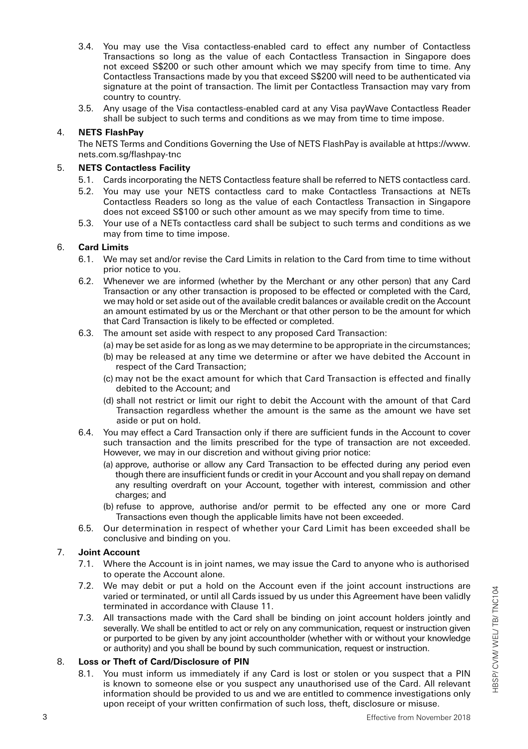3.4. You may use the Visa contactless-enabled card to effect any number of Contactless Transactions so long as the value of each Contactless Transaction in Singapore does not exceed S$200 or such other amount which we may specify from time to time. Any Contactless Transactions made by you that exceed S$200 will need to be authenticated via signature at the point of transaction. The limit per Contactless Transaction may vary from country to country.

3.5. Any usage of the Visa contactless-enabled card at any Visa payWave Contactless Reader shall be subject to such terms and conditions as we may from time to time impose.

4. **NETS FlashPay**

The NETS Terms and Conditions Governing the Use of NETS FlashPay is available at https://www.nets.com.sg/flashpay-tnc

5. **NETS Contactless Facility**

5.1. Cards incorporating the NETS Contactless feature shall be referred to NETS contactless card.

5.2. You may use your NETS contactless card to make Contactless Transactions at NETs Contactless Readers so long as the value of each Contactless Transaction in Singapore does not exceed S$100 or such other amount as we may specify from time to time.

5.3. Your use of a NETs contactless card shall be subject to such terms and conditions as we may from time to time impose.

6. **Card Limits**

6.1. We may set and/or revise the Card Limits in relation to the Card from time to time without prior notice to you.

6.2. Whenever we are informed (whether by the Merchant or any other person) that any Card Transaction or any other transaction is proposed to be effected or completed with the Card, we may hold or set aside out of the available credit balances or available credit on the Account an amount estimated by us or the Merchant or that other person to be the amount for which that Card Transaction is likely to be effected or completed.

6.3. The amount set aside with respect to any proposed Card Transaction:

(a) may be set aside for as long as we may determine to be appropriate in the circumstances;

(b) may be released at any time we determine or after we have debited the Account in respect of the Card Transaction;

(c) may not be the exact amount for which that Card Transaction is effected and finally debited to the Account; and

(d) shall not restrict or limit our right to debit the Account with the amount of that Card Transaction regardless whether the amount is the same as the amount we have set aside or put on hold.

6.4. You may effect a Card Transaction only if there are sufficient funds in the Account to cover such transaction and the limits prescribed for the type of transaction are not exceeded. However, we may in our discretion and without giving prior notice:

(a) approve, authorise or allow any Card Transaction to be effected during any period even though there are insufficient funds or credit in your Account and you shall repay on demand any resulting overdraft on your Account, together with interest, commission and other charges; and

(b) refuse to approve, authorise and/or permit to be effected any one or more Card Transactions even though the applicable limits have not been exceeded.

6.5. Our determination in respect of whether your Card Limit has been exceeded shall be conclusive and binding on you.

7. **Joint Account**

7.1. Where the Account is in joint names, we may issue the Card to anyone who is authorised to operate the Account alone.

7.2. We may debit or put a hold on the Account even if the joint account instructions are varied or terminated, or until all Cards issued by us under this Agreement have been validly terminated in accordance with Clause 11.

7.3. All transactions made with the Card shall be binding on joint account holders jointly and severally. We shall be entitled to act or rely on any communication, request or instruction given or purported to be given by any joint accountholder (whether with or without your knowledge or authority) and you shall be bound by such communication, request or instruction.

8. **Loss or Theft of Card/Disclosure of PIN**

8.1. You must inform us immediately if any Card is lost or stolen or you suspect that a PIN is known to someone else or you suspect any unauthorised use of the Card. All relevant information should be provided to us and we are entitled to commence investigations only upon receipt of your written confirmation of such loss, theft, disclosure or misuse.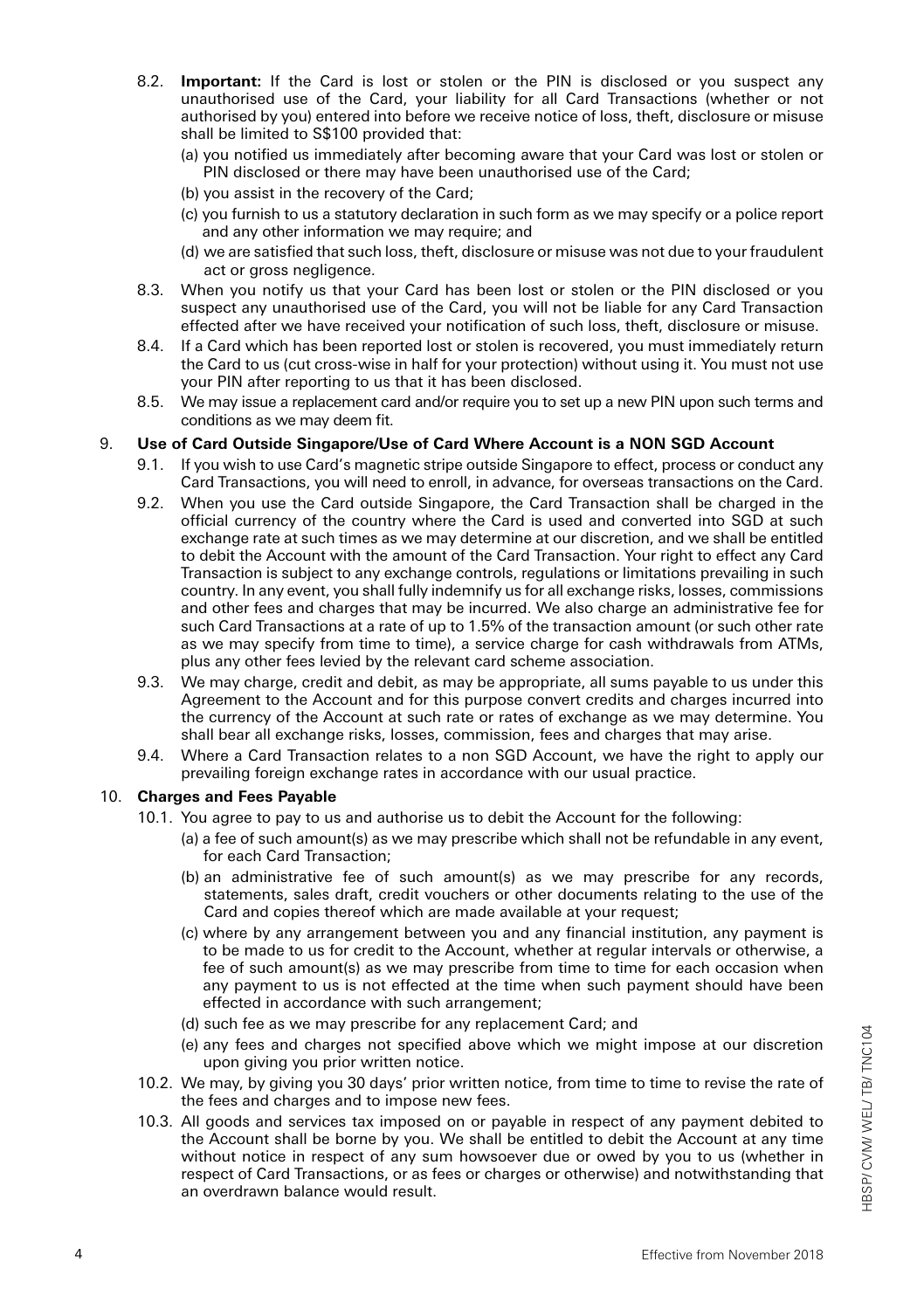8.2. **Important:** If the Card is lost or stolen or the PIN is disclosed or you suspect any unauthorised use of the Card, your liability for all Card Transactions (whether or not authorised by you) entered into before we receive notice of loss, theft, disclosure or misuse shall be limited to S$100 provided that:

(a) you notified us immediately after becoming aware that your Card was lost or stolen or PIN disclosed or there may have been unauthorised use of the Card;

(b) you assist in the recovery of the Card;

(c) you furnish to us a statutory declaration in such form as we may specify or a police report and any other information we may require; and

(d) we are satisfied that such loss, theft, disclosure or misuse was not due to your fraudulent act or gross negligence.

8.3. When you notify us that your Card has been lost or stolen or the PIN disclosed or you suspect any unauthorised use of the Card, you will not be liable for any Card Transaction effected after we have received your notification of such loss, theft, disclosure or misuse.

8.4. If a Card which has been reported lost or stolen is recovered, you must immediately return the Card to us (cut cross-wise in half for your protection) without using it. You must not use your PIN after reporting to us that it has been disclosed.

8.5. We may issue a replacement card and/or require you to set up a new PIN upon such terms and conditions as we may deem fit.

## 9. Use of Card Outside Singapore/Use of Card Where Account is a NON SGD Account

9.1. If you wish to use Card's magnetic stripe outside Singapore to effect, process or conduct any Card Transactions, you will need to enroll, in advance, for overseas transactions on the Card.

9.2. When you use the Card outside Singapore, the Card Transaction shall be charged in the official currency of the country where the Card is used and converted into SGD at such exchange rate at such times as we may determine at our discretion, and we shall be entitled to debit the Account with the amount of the Card Transaction. Your right to effect any Card Transaction is subject to any exchange controls, regulations or limitations prevailing in such country. In any event, you shall fully indemnify us for all exchange risks, losses, commissions and other fees and charges that may be incurred. We also charge an administrative fee for such Card Transactions at a rate of up to 1.5% of the transaction amount (or such other rate as we may specify from time to time), a service charge for cash withdrawals from ATMs, plus any other fees levied by the relevant card scheme association.

9.3. We may charge, credit and debit, as may be appropriate, all sums payable to us under this Agreement to the Account and for this purpose convert credits and charges incurred into the currency of the Account at such rate or rates of exchange as we may determine. You shall bear all exchange risks, losses, commission, fees and charges that may arise.

9.4. Where a Card Transaction relates to a non SGD Account, we have the right to apply our prevailing foreign exchange rates in accordance with our usual practice.

## 10. Charges and Fees Payable

10.1. You agree to pay to us and authorise us to debit the Account for the following:

(a) a fee of such amount(s) as we may prescribe which shall not be refundable in any event, for each Card Transaction;

(b) an administrative fee of such amount(s) as we may prescribe for any records, statements, sales draft, credit vouchers or other documents relating to the use of the Card and copies thereof which are made available at your request;

(c) where by any arrangement between you and any financial institution, any payment is to be made to us for credit to the Account, whether at regular intervals or otherwise, a fee of such amount(s) as we may prescribe from time to time for each occasion when any payment to us is not effected at the time when such payment should have been effected in accordance with such arrangement;

(d) such fee as we may prescribe for any replacement Card; and

(e) any fees and charges not specified above which we might impose at our discretion upon giving you prior written notice.

10.2. We may, by giving you 30 days' prior written notice, from time to time to revise the rate of the fees and charges and to impose new fees.

10.3. All goods and services tax imposed on or payable in respect of any payment debited to the Account shall be borne by you. We shall be entitled to debit the Account at any time without notice in respect of any sum howsoever due or owed by you to us (whether in respect of Card Transactions, or as fees or charges or otherwise) and notwithstanding that an overdrawn balance would result.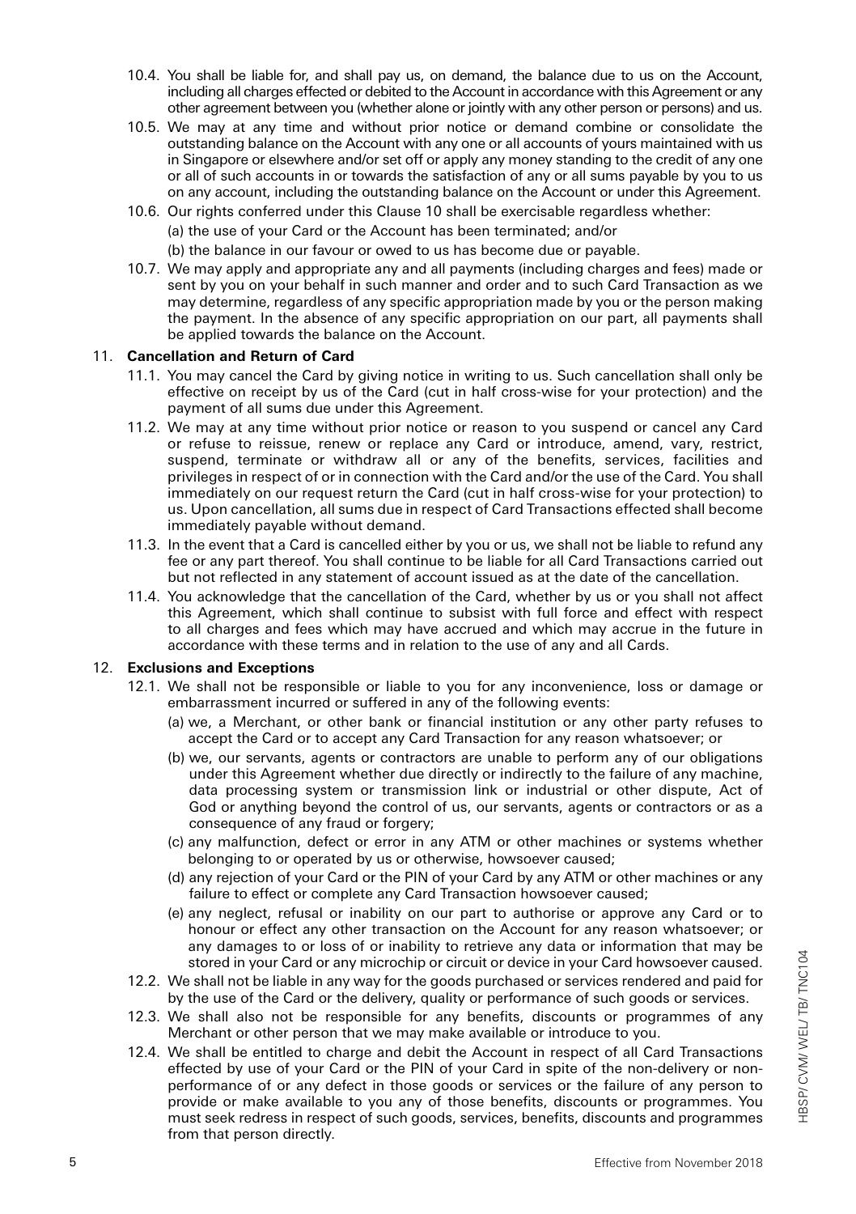10.4. You shall be liable for, and shall pay us, on demand, the balance due to us on the Account, including all charges effected or debited to the Account in accordance with this Agreement or any other agreement between you (whether alone or jointly with any other person or persons) and us.

10.5. We may at any time and without prior notice or demand combine or consolidate the outstanding balance on the Account with any one or all accounts of yours maintained with us in Singapore or elsewhere and/or set off or apply any money standing to the credit of any one or all of such accounts in or towards the satisfaction of any or all sums payable by you to us on any account, including the outstanding balance on the Account or under this Agreement.

10.6. Our rights conferred under this Clause 10 shall be exercisable regardless whether:

(a) the use of your Card or the Account has been terminated; and/or

(b) the balance in our favour or owed to us has become due or payable.

10.7. We may apply and appropriate any and all payments (including charges and fees) made or sent by you on your behalf in such manner and order and to such Card Transaction as we may determine, regardless of any specific appropriation made by you or the person making the payment. In the absence of any specific appropriation on our part, all payments shall be applied towards the balance on the Account.

## 11. Cancellation and Return of Card

11.1. You may cancel the Card by giving notice in writing to us. Such cancellation shall only be effective on receipt by us of the Card (cut in half cross-wise for your protection) and the payment of all sums due under this Agreement.

11.2. We may at any time without prior notice or reason to you suspend or cancel any Card or refuse to reissue, renew or replace any Card or introduce, amend, vary, restrict, suspend, terminate or withdraw all or any of the benefits, services, facilities and privileges in respect of or in connection with the Card and/or the use of the Card. You shall immediately on our request return the Card (cut in half cross-wise for your protection) to us. Upon cancellation, all sums due in respect of Card Transactions effected shall become immediately payable without demand.

11.3. In the event that a Card is cancelled either by you or us, we shall not be liable to refund any fee or any part thereof. You shall continue to be liable for all Card Transactions carried out but not reflected in any statement of account issued as at the date of the cancellation.

11.4. You acknowledge that the cancellation of the Card, whether by us or you shall not affect this Agreement, which shall continue to subsist with full force and effect with respect to all charges and fees which may have accrued and which may accrue in the future in accordance with these terms and in relation to the use of any and all Cards.

## 12. Exclusions and Exceptions

12.1. We shall not be responsible or liable to you for any inconvenience, loss or damage or embarrassment incurred or suffered in any of the following events:

(a) we, a Merchant, or other bank or financial institution or any other party refuses to accept the Card or to accept any Card Transaction for any reason whatsoever; or

(b) we, our servants, agents or contractors are unable to perform any of our obligations under this Agreement whether due directly or indirectly to the failure of any machine, data processing system or transmission link or industrial or other dispute, Act of God or anything beyond the control of us, our servants, agents or contractors or as a consequence of any fraud or forgery;

(c) any malfunction, defect or error in any ATM or other machines or systems whether belonging to or operated by us or otherwise, howsoever caused;

(d) any rejection of your Card or the PIN of your Card by any ATM or other machines or any failure to effect or complete any Card Transaction howsoever caused;

(e) any neglect, refusal or inability on our part to authorise or approve any Card or to honour or effect any other transaction on the Account for any reason whatsoever; or any damages to or loss of or inability to retrieve any data or information that may be stored in your Card or any microchip or circuit or device in your Card howsoever caused.

12.2. We shall not be liable in any way for the goods purchased or services rendered and paid for by the use of the Card or the delivery, quality or performance of such goods or services.

12.3. We shall also not be responsible for any benefits, discounts or programmes of any Merchant or other person that we may make available or introduce to you.

12.4. We shall be entitled to charge and debit the Account in respect of all Card Transactions effected by use of your Card or the PIN of your Card in spite of the non-delivery or non-performance of or any defect in those goods or services or the failure of any person to provide or make available to you any of those benefits, discounts or programmes. You must seek redress in respect of such goods, services, benefits, discounts and programmes from that person directly.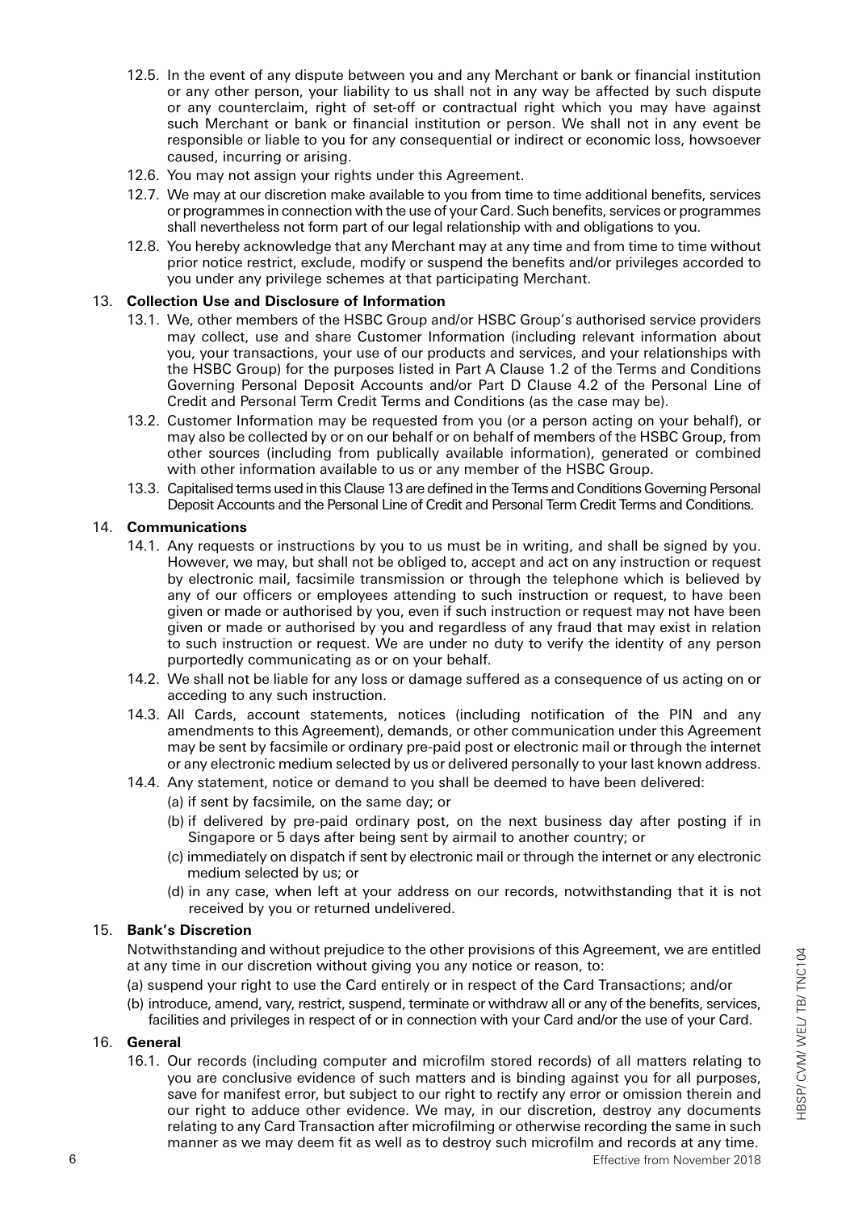12.5. In the event of any dispute between you and any Merchant or bank or financial institution or any other person, your liability to us shall not in any way be affected by such dispute or any counterclaim, right of set-off or contractual right which you may have against such Merchant or bank or financial institution or person. We shall not in any event be responsible or liable to you for any consequential or indirect or economic loss, howsoever caused, incurring or arising.

12.6. You may not assign your rights under this Agreement.

12.7. We may at our discretion make available to you from time to time additional benefits, services or programmes in connection with the use of your Card. Such benefits, services or programmes shall nevertheless not form part of our legal relationship with and obligations to you.

12.8. You hereby acknowledge that any Merchant may at any time and from time to time without prior notice restrict, exclude, modify or suspend the benefits and/or privileges accorded to you under any privilege schemes at that participating Merchant.

## 13. Collection Use and Disclosure of Information

13.1. We, other members of the HSBC Group and/or HSBC Group's authorised service providers may collect, use and share Customer Information (including relevant information about you, your transactions, your use of our products and services, and your relationships with the HSBC Group) for the purposes listed in Part A Clause 1.2 of the Terms and Conditions Governing Personal Deposit Accounts and/or Part D Clause 4.2 of the Personal Line of Credit and Personal Term Credit Terms and Conditions (as the case may be).

13.2. Customer Information may be requested from you (or a person acting on your behalf), or may also be collected by or on our behalf or on behalf of members of the HSBC Group, from other sources (including from publically available information), generated or combined with other information available to us or any member of the HSBC Group.

13.3. Capitalised terms used in this Clause 13 are defined in the Terms and Conditions Governing Personal Deposit Accounts and the Personal Line of Credit and Personal Term Credit Terms and Conditions.

## 14. Communications

14.1. Any requests or instructions by you to us must be in writing, and shall be signed by you. However, we may, but shall not be obliged to, accept and act on any instruction or request by electronic mail, facsimile transmission or through the telephone which is believed by any of our officers or employees attending to such instruction or request, to have been given or made or authorised by you, even if such instruction or request may not have been given or made or authorised by you and regardless of any fraud that may exist in relation to such instruction or request. We are under no duty to verify the identity of any person purportedly communicating as or on your behalf.

14.2. We shall not be liable for any loss or damage suffered as a consequence of us acting on or acceding to any such instruction.

14.3. All Cards, account statements, notices (including notification of the PIN and any amendments to this Agreement), demands, or other communication under this Agreement may be sent by facsimile or ordinary pre-paid post or electronic mail or through the internet or any electronic medium selected by us or delivered personally to your last known address.

14.4. Any statement, notice or demand to you shall be deemed to have been delivered:

(a) if sent by facsimile, on the same day; or

(b) if delivered by pre-paid ordinary post, on the next business day after posting if in Singapore or 5 days after being sent by airmail to another country; or

(c) immediately on dispatch if sent by electronic mail or through the internet or any electronic medium selected by us; or

(d) in any case, when left at your address on our records, notwithstanding that it is not received by you or returned undelivered.

## 15. Bank's Discretion

Notwithstanding and without prejudice to the other provisions of this Agreement, we are entitled at any time in our discretion without giving you any notice or reason, to:

(a) suspend your right to use the Card entirely or in respect of the Card Transactions; and/or

(b) introduce, amend, vary, restrict, suspend, terminate or withdraw all or any of the benefits, services, facilities and privileges in respect of or in connection with your Card and/or the use of your Card.

## 16. General

16.1. Our records (including computer and microfilm stored records) of all matters relating to you are conclusive evidence of such matters and is binding against you for all purposes, save for manifest error, but subject to our right to rectify any error or omission therein and our right to adduce other evidence. We may, in our discretion, destroy any documents relating to any Card Transaction after microfilming or otherwise recording the same in such manner as we may deem fit as well as to destroy such microfilm and records at any time.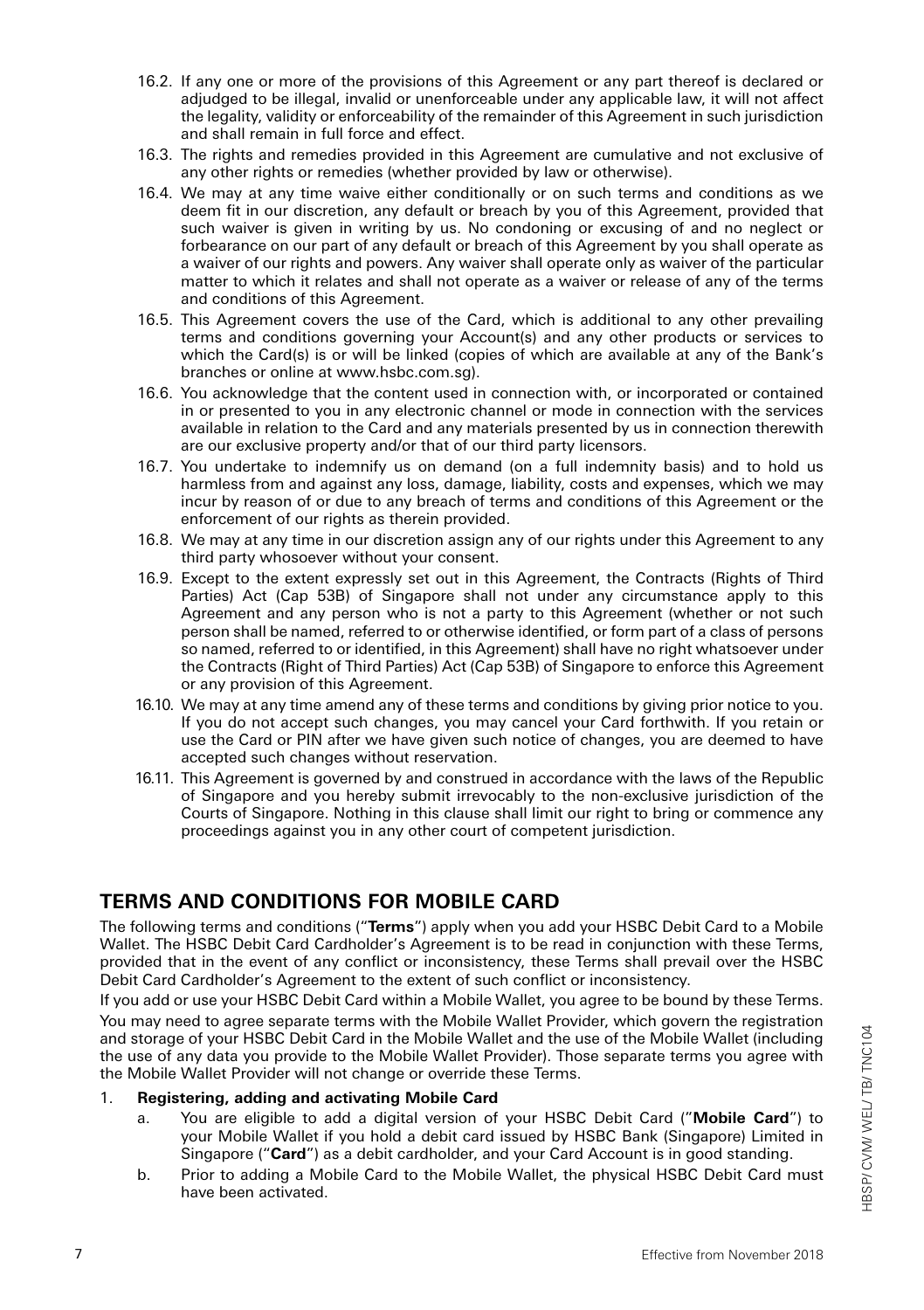16.2. If any one or more of the provisions of this Agreement or any part thereof is declared or adjudged to be illegal, invalid or unenforceable under any applicable law, it will not affect the legality, validity or enforceability of the remainder of this Agreement in such jurisdiction and shall remain in full force and effect.

16.3. The rights and remedies provided in this Agreement are cumulative and not exclusive of any other rights or remedies (whether provided by law or otherwise).

16.4. We may at any time waive either conditionally or on such terms and conditions as we deem fit in our discretion, any default or breach by you of this Agreement, provided that such waiver is given in writing by us. No condoning or excusing of and no neglect or forbearance on our part of any default or breach of this Agreement by you shall operate as a waiver of our rights and powers. Any waiver shall operate only as waiver of the particular matter to which it relates and shall not operate as a waiver or release of any of the terms and conditions of this Agreement.

16.5. This Agreement covers the use of the Card, which is additional to any other prevailing terms and conditions governing your Account(s) and any other products or services to which the Card(s) is or will be linked (copies of which are available at any of the Bank's branches or online at www.hsbc.com.sg).

16.6. You acknowledge that the content used in connection with, or incorporated or contained in or presented to you in any electronic channel or mode in connection with the services available in relation to the Card and any materials presented by us in connection therewith are our exclusive property and/or that of our third party licensors.

16.7. You undertake to indemnify us on demand (on a full indemnity basis) and to hold us harmless from and against any loss, damage, liability, costs and expenses, which we may incur by reason of or due to any breach of terms and conditions of this Agreement or the enforcement of our rights as therein provided.

16.8. We may at any time in our discretion assign any of our rights under this Agreement to any third party whosoever without your consent.

16.9. Except to the extent expressly set out in this Agreement, the Contracts (Rights of Third Parties) Act (Cap 53B) of Singapore shall not under any circumstance apply to this Agreement and any person who is not a party to this Agreement (whether or not such person shall be named, referred to or otherwise identified, or form part of a class of persons so named, referred to or identified, in this Agreement) shall have no right whatsoever under the Contracts (Right of Third Parties) Act (Cap 53B) of Singapore to enforce this Agreement or any provision of this Agreement.

16.10. We may at any time amend any of these terms and conditions by giving prior notice to you. If you do not accept such changes, you may cancel your Card forthwith. If you retain or use the Card or PIN after we have given such notice of changes, you are deemed to have accepted such changes without reservation.

16.11. This Agreement is governed by and construed in accordance with the laws of the Republic of Singapore and you hereby submit irrevocably to the non-exclusive jurisdiction of the Courts of Singapore. Nothing in this clause shall limit our right to bring or commence any proceedings against you in any other court of competent jurisdiction.

## TERMS AND CONDITIONS FOR MOBILE CARD

The following terms and conditions ("**Terms**") apply when you add your HSBC Debit Card to a Mobile Wallet. The HSBC Debit Card Cardholder's Agreement is to be read in conjunction with these Terms, provided that in the event of any conflict or inconsistency, these Terms shall prevail over the HSBC Debit Card Cardholder's Agreement to the extent of such conflict or inconsistency.

If you add or use your HSBC Debit Card within a Mobile Wallet, you agree to be bound by these Terms.

You may need to agree separate terms with the Mobile Wallet Provider, which govern the registration and storage of your HSBC Debit Card in the Mobile Wallet and the use of the Mobile Wallet (including the use of any data you provide to the Mobile Wallet Provider). Those separate terms you agree with the Mobile Wallet Provider will not change or override these Terms.

1. **Registering, adding and activating Mobile Card**
   a. You are eligible to add a digital version of your HSBC Debit Card ("**Mobile Card**") to your Mobile Wallet if you hold a debit card issued by HSBC Bank (Singapore) Limited in Singapore ("**Card**") as a debit cardholder, and your Card Account is in good standing.
   b. Prior to adding a Mobile Card to the Mobile Wallet, the physical HSBC Debit Card must have been activated.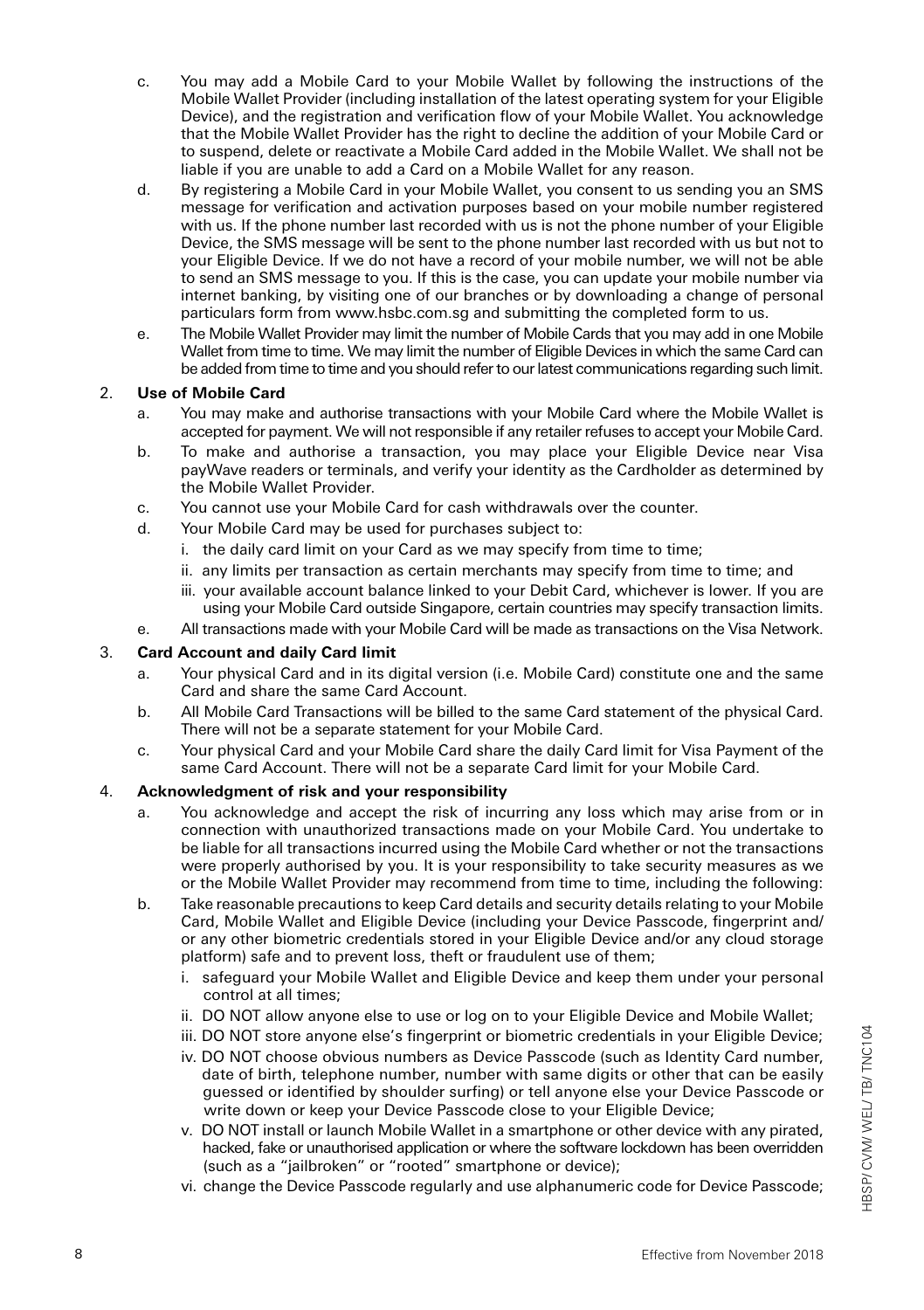c. You may add a Mobile Card to your Mobile Wallet by following the instructions of the Mobile Wallet Provider (including installation of the latest operating system for your Eligible Device), and the registration and verification flow of your Mobile Wallet. You acknowledge that the Mobile Wallet Provider has the right to decline the addition of your Mobile Card or to suspend, delete or reactivate a Mobile Card added in the Mobile Wallet. We shall not be liable if you are unable to add a Card on a Mobile Wallet for any reason.

d. By registering a Mobile Card in your Mobile Wallet, you consent to us sending you an SMS message for verification and activation purposes based on your mobile number registered with us. If the phone number last recorded with us is not the phone number of your Eligible Device, the SMS message will be sent to the phone number last recorded with us but not to your Eligible Device. If we do not have a record of your mobile number, we will not be able to send an SMS message to you. If this is the case, you can update your mobile number via internet banking, by visiting one of our branches or by downloading a change of personal particulars form from www.hsbc.com.sg and submitting the completed form to us.

e. The Mobile Wallet Provider may limit the number of Mobile Cards that you may add in one Mobile Wallet from time to time. We may limit the number of Eligible Devices in which the same Card can be added from time to time and you should refer to our latest communications regarding such limit.

2. **Use of Mobile Card**

   a. You may make and authorise transactions with your Mobile Card where the Mobile Wallet is accepted for payment. We will not responsible if any retailer refuses to accept your Mobile Card.

   b. To make and authorise a transaction, you may place your Eligible Device near Visa payWave readers or terminals, and verify your identity as the Cardholder as determined by the Mobile Wallet Provider.

   c. You cannot use your Mobile Card for cash withdrawals over the counter.

   d. Your Mobile Card may be used for purchases subject to:

      i. the daily card limit on your Card as we may specify from time to time;

      ii. any limits per transaction as certain merchants may specify from time to time; and

      iii. your available account balance linked to your Debit Card, whichever is lower. If you are using your Mobile Card outside Singapore, certain countries may specify transaction limits.

   e. All transactions made with your Mobile Card will be made as transactions on the Visa Network.

3. **Card Account and daily Card limit**

   a. Your physical Card and in its digital version (i.e. Mobile Card) constitute one and the same Card and share the same Card Account.

   b. All Mobile Card Transactions will be billed to the same Card statement of the physical Card. There will not be a separate statement for your Mobile Card.

   c. Your physical Card and your Mobile Card share the daily Card limit for Visa Payment of the same Card Account. There will not be a separate Card limit for your Mobile Card.

4. **Acknowledgment of risk and your responsibility**

   a. You acknowledge and accept the risk of incurring any loss which may arise from or in connection with unauthorized transactions made on your Mobile Card. You undertake to be liable for all transactions incurred using the Mobile Card whether or not the transactions were properly authorised by you. It is your responsibility to take security measures as we or the Mobile Wallet Provider may recommend from time to time, including the following:

   b. Take reasonable precautions to keep Card details and security details relating to your Mobile Card, Mobile Wallet and Eligible Device (including your Device Passcode, fingerprint and/or any other biometric credentials stored in your Eligible Device and/or any cloud storage platform) safe and to prevent loss, theft or fraudulent use of them;

      i. safeguard your Mobile Wallet and Eligible Device and keep them under your personal control at all times;

      ii. DO NOT allow anyone else to use or log on to your Eligible Device and Mobile Wallet;

      iii. DO NOT store anyone else's fingerprint or biometric credentials in your Eligible Device;

      iv. DO NOT choose obvious numbers as Device Passcode (such as Identity Card number, date of birth, telephone number, number with same digits or other that can be easily guessed or identified by shoulder surfing) or tell anyone else your Device Passcode or write down or keep your Device Passcode close to your Eligible Device;

      v. DO NOT install or launch Mobile Wallet in a smartphone or other device with any pirated, hacked, fake or unauthorised application or where the software lockdown has been overridden (such as a "jailbroken" or "rooted" smartphone or device);

      vi. change the Device Passcode regularly and use alphanumeric code for Device Passcode;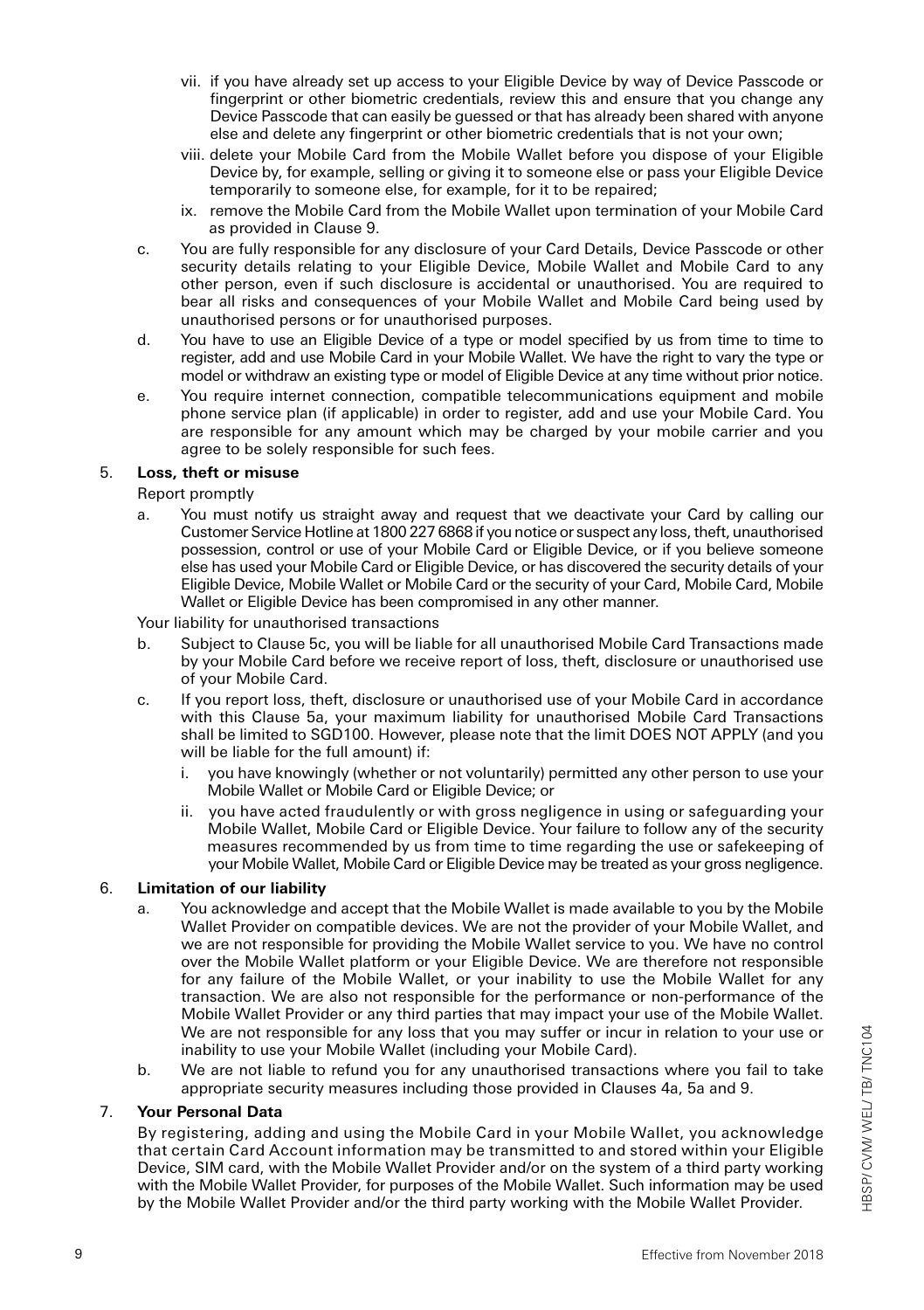vii. if you have already set up access to your Eligible Device by way of Device Passcode or fingerprint or other biometric credentials, review this and ensure that you change any Device Passcode that can easily be guessed or that has already been shared with anyone else and delete any fingerprint or other biometric credentials that is not your own;

viii. delete your Mobile Card from the Mobile Wallet before you dispose of your Eligible Device by, for example, selling or giving it to someone else or pass your Eligible Device temporarily to someone else, for example, for it to be repaired;

ix. remove the Mobile Card from the Mobile Wallet upon termination of your Mobile Card as provided in Clause 9.

c. You are fully responsible for any disclosure of your Card Details, Device Passcode or other security details relating to your Eligible Device, Mobile Wallet and Mobile Card to any other person, even if such disclosure is accidental or unauthorised. You are required to bear all risks and consequences of your Mobile Wallet and Mobile Card being used by unauthorised persons or for unauthorised purposes.

d. You have to use an Eligible Device of a type or model specified by us from time to time to register, add and use Mobile Card in your Mobile Wallet. We have the right to vary the type or model or withdraw an existing type or model of Eligible Device at any time without prior notice.

e. You require internet connection, compatible telecommunications equipment and mobile phone service plan (if applicable) in order to register, add and use your Mobile Card. You are responsible for any amount which may be charged by your mobile carrier and you agree to be solely responsible for such fees.

## 5. **Loss, theft or misuse**

Report promptly

a. You must notify us straight away and request that we deactivate your Card by calling our Customer Service Hotline at 1800 227 6868 if you notice or suspect any loss, theft, unauthorised possession, control or use of your Mobile Card or Eligible Device, or if you believe someone else has used your Mobile Card or Eligible Device, or has discovered the security details of your Eligible Device, Mobile Wallet or Mobile Card or the security of your Card, Mobile Card, Mobile Wallet or Eligible Device has been compromised in any other manner.

Your liability for unauthorised transactions

b. Subject to Clause 5c, you will be liable for all unauthorised Mobile Card Transactions made by your Mobile Card before we receive report of loss, theft, disclosure or unauthorised use of your Mobile Card.

c. If you report loss, theft, disclosure or unauthorised use of your Mobile Card in accordance with this Clause 5a, your maximum liability for unauthorised Mobile Card Transactions shall be limited to SGD100. However, please note that the limit DOES NOT APPLY (and you will be liable for the full amount) if:

   i. you have knowingly (whether or not voluntarily) permitted any other person to use your Mobile Wallet or Mobile Card or Eligible Device; or

   ii. you have acted fraudulently or with gross negligence in using or safeguarding your Mobile Wallet, Mobile Card or Eligible Device. Your failure to follow any of the security measures recommended by us from time to time regarding the use or safekeeping of your Mobile Wallet, Mobile Card or Eligible Device may be treated as your gross negligence.

## 6. **Limitation of our liability**

a. You acknowledge and accept that the Mobile Wallet is made available to you by the Mobile Wallet Provider on compatible devices. We are not the provider of your Mobile Wallet, and we are not responsible for providing the Mobile Wallet service to you. We have no control over the Mobile Wallet platform or your Eligible Device. We are therefore not responsible for any failure of the Mobile Wallet, or your inability to use the Mobile Wallet for any transaction. We are also not responsible for the performance or non-performance of the Mobile Wallet Provider or any third parties that may impact your use of the Mobile Wallet. We are not responsible for any loss that you may suffer or incur in relation to your use or inability to use your Mobile Wallet (including your Mobile Card).

b. We are not liable to refund you for any unauthorised transactions where you fail to take appropriate security measures including those provided in Clauses 4a, 5a and 9.

## 7. **Your Personal Data**

By registering, adding and using the Mobile Card in your Mobile Wallet, you acknowledge that certain Card Account information may be transmitted to and stored within your Eligible Device, SIM card, with the Mobile Wallet Provider and/or on the system of a third party working with the Mobile Wallet Provider, for purposes of the Mobile Wallet. Such information may be used by the Mobile Wallet Provider and/or the third party working with the Mobile Wallet Provider.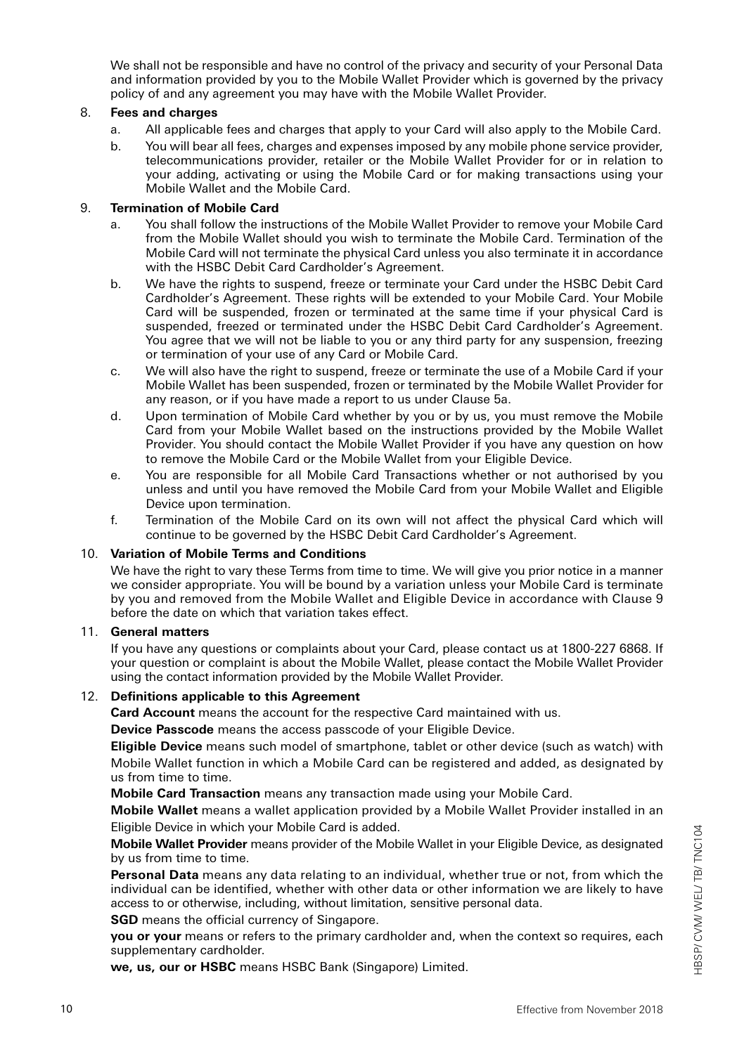We shall not be responsible and have no control of the privacy and security of your Personal Data and information provided by you to the Mobile Wallet Provider which is governed by the privacy policy of and any agreement you may have with the Mobile Wallet Provider.

8. **Fees and charges**
   a. All applicable fees and charges that apply to your Card will also apply to the Mobile Card.
   b. You will bear all fees, charges and expenses imposed by any mobile phone service provider, telecommunications provider, retailer or the Mobile Wallet Provider for or in relation to your adding, activating or using the Mobile Card or for making transactions using your Mobile Wallet and the Mobile Card.

9. **Termination of Mobile Card**
   a. You shall follow the instructions of the Mobile Wallet Provider to remove your Mobile Card from the Mobile Wallet should you wish to terminate the Mobile Card. Termination of the Mobile Card will not terminate the physical Card unless you also terminate it in accordance with the HSBC Debit Card Cardholder's Agreement.
   b. We have the rights to suspend, freeze or terminate your Card under the HSBC Debit Card Cardholder's Agreement. These rights will be extended to your Mobile Card. Your Mobile Card will be suspended, frozen or terminated at the same time if your physical Card is suspended, freezed or terminated under the HSBC Debit Card Cardholder's Agreement. You agree that we will not be liable to you or any third party for any suspension, freezing or termination of your use of any Card or Mobile Card.
   c. We will also have the right to suspend, freeze or terminate the use of a Mobile Card if your Mobile Wallet has been suspended, frozen or terminated by the Mobile Wallet Provider for any reason, or if you have made a report to us under Clause 5a.
   d. Upon termination of Mobile Card whether by you or by us, you must remove the Mobile Card from your Mobile Wallet based on the instructions provided by the Mobile Wallet Provider. You should contact the Mobile Wallet Provider if you have any question on how to remove the Mobile Card or the Mobile Wallet from your Eligible Device.
   e. You are responsible for all Mobile Card Transactions whether or not authorised by you unless and until you have removed the Mobile Card from your Mobile Wallet and Eligible Device upon termination.
   f. Termination of the Mobile Card on its own will not affect the physical Card which will continue to be governed by the HSBC Debit Card Cardholder's Agreement.

10. **Variation of Mobile Terms and Conditions**

    We have the right to vary these Terms from time to time. We will give you prior notice in a manner we consider appropriate. You will be bound by a variation unless your Mobile Card is terminate by you and removed from the Mobile Wallet and Eligible Device in accordance with Clause 9 before the date on which that variation takes effect.

11. **General matters**

    If you have any questions or complaints about your Card, please contact us at 1800-227 6868. If your question or complaint is about the Mobile Wallet, please contact the Mobile Wallet Provider using the contact information provided by the Mobile Wallet Provider.

12. **Definitions applicable to this Agreement**

    **Card Account** means the account for the respective Card maintained with us.

    **Device Passcode** means the access passcode of your Eligible Device.

    **Eligible Device** means such model of smartphone, tablet or other device (such as watch) with Mobile Wallet function in which a Mobile Card can be registered and added, as designated by us from time to time.

    **Mobile Card Transaction** means any transaction made using your Mobile Card.

    **Mobile Wallet** means a wallet application provided by a Mobile Wallet Provider installed in an Eligible Device in which your Mobile Card is added.

    **Mobile Wallet Provider** means provider of the Mobile Wallet in your Eligible Device, as designated by us from time to time.

    **Personal Data** means any data relating to an individual, whether true or not, from which the individual can be identified, whether with other data or other information we are likely to have access to or otherwise, including, without limitation, sensitive personal data.

    **SGD** means the official currency of Singapore.

    **you or your** means or refers to the primary cardholder and, when the context so requires, each supplementary cardholder.

    **we, us, our or HSBC** means HSBC Bank (Singapore) Limited.

Effective from November 2018

HBSP/ CVM/ WEL/ TB/ TNC104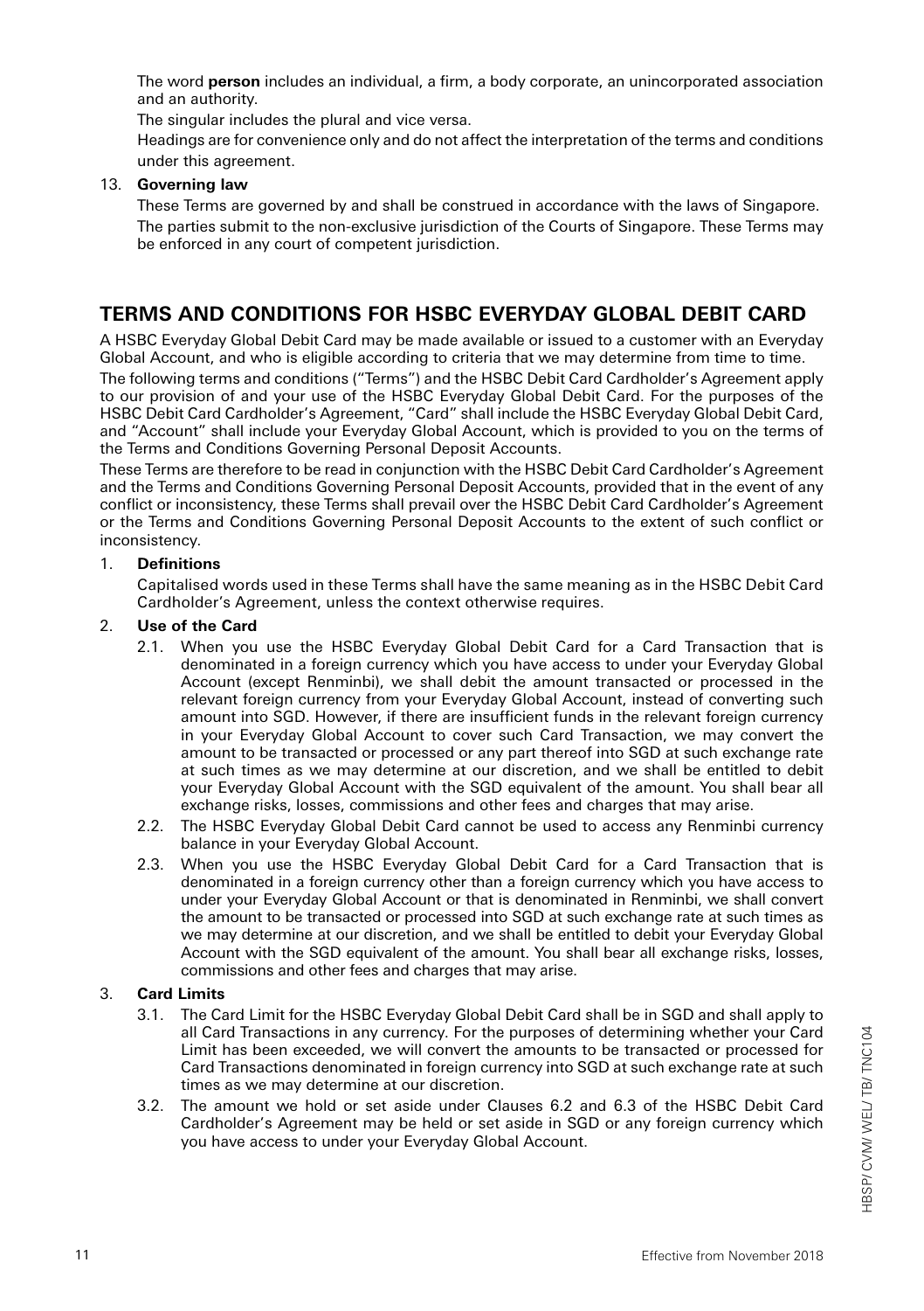The word **person** includes an individual, a firm, a body corporate, an unincorporated association and an authority.

The singular includes the plural and vice versa.

Headings are for convenience only and do not affect the interpretation of the terms and conditions under this agreement.

13. **Governing law**

    These Terms are governed by and shall be construed in accordance with the laws of Singapore.

    The parties submit to the non-exclusive jurisdiction of the Courts of Singapore. These Terms may be enforced in any court of competent jurisdiction.

## TERMS AND CONDITIONS FOR HSBC EVERYDAY GLOBAL DEBIT CARD

A HSBC Everyday Global Debit Card may be made available or issued to a customer with an Everyday Global Account, and who is eligible according to criteria that we may determine from time to time.

The following terms and conditions ("Terms") and the HSBC Debit Card Cardholder's Agreement apply to our provision of and your use of the HSBC Everyday Global Debit Card. For the purposes of the HSBC Debit Card Cardholder's Agreement, "Card" shall include the HSBC Everyday Global Debit Card, and "Account" shall include your Everyday Global Account, which is provided to you on the terms of the Terms and Conditions Governing Personal Deposit Accounts.

These Terms are therefore to be read in conjunction with the HSBC Debit Card Cardholder's Agreement and the Terms and Conditions Governing Personal Deposit Accounts, provided that in the event of any conflict or inconsistency, these Terms shall prevail over the HSBC Debit Card Cardholder's Agreement or the Terms and Conditions Governing Personal Deposit Accounts to the extent of such conflict or inconsistency.

1. **Definitions**

   Capitalised words used in these Terms shall have the same meaning as in the HSBC Debit Card Cardholder's Agreement, unless the context otherwise requires.

2. **Use of the Card**

   2.1. When you use the HSBC Everyday Global Debit Card for a Card Transaction that is denominated in a foreign currency which you have access to under your Everyday Global Account (except Renminbi), we shall debit the amount transacted or processed in the relevant foreign currency from your Everyday Global Account, instead of converting such amount into SGD. However, if there are insufficient funds in the relevant foreign currency in your Everyday Global Account to cover such Card Transaction, we may convert the amount to be transacted or processed or any part thereof into SGD at such exchange rate at such times as we may determine at our discretion, and we shall be entitled to debit your Everyday Global Account with the SGD equivalent of the amount. You shall bear all exchange risks, losses, commissions and other fees and charges that may arise.

   2.2. The HSBC Everyday Global Debit Card cannot be used to access any Renminbi currency balance in your Everyday Global Account.

   2.3. When you use the HSBC Everyday Global Debit Card for a Card Transaction that is denominated in a foreign currency other than a foreign currency which you have access to under your Everyday Global Account or that is denominated in Renminbi, we shall convert the amount to be transacted or processed into SGD at such exchange rate at such times as we may determine at our discretion, and we shall be entitled to debit your Everyday Global Account with the SGD equivalent of the amount. You shall bear all exchange risks, losses, commissions and other fees and charges that may arise.

3. **Card Limits**

   3.1. The Card Limit for the HSBC Everyday Global Debit Card shall be in SGD and shall apply to all Card Transactions in any currency. For the purposes of determining whether your Card Limit has been exceeded, we will convert the amounts to be transacted or processed for Card Transactions denominated in foreign currency into SGD at such exchange rate at such times as we may determine at our discretion.

   3.2. The amount we hold or set aside under Clauses 6.2 and 6.3 of the HSBC Debit Card Cardholder's Agreement may be held or set aside in SGD or any foreign currency which you have access to under your Everyday Global Account.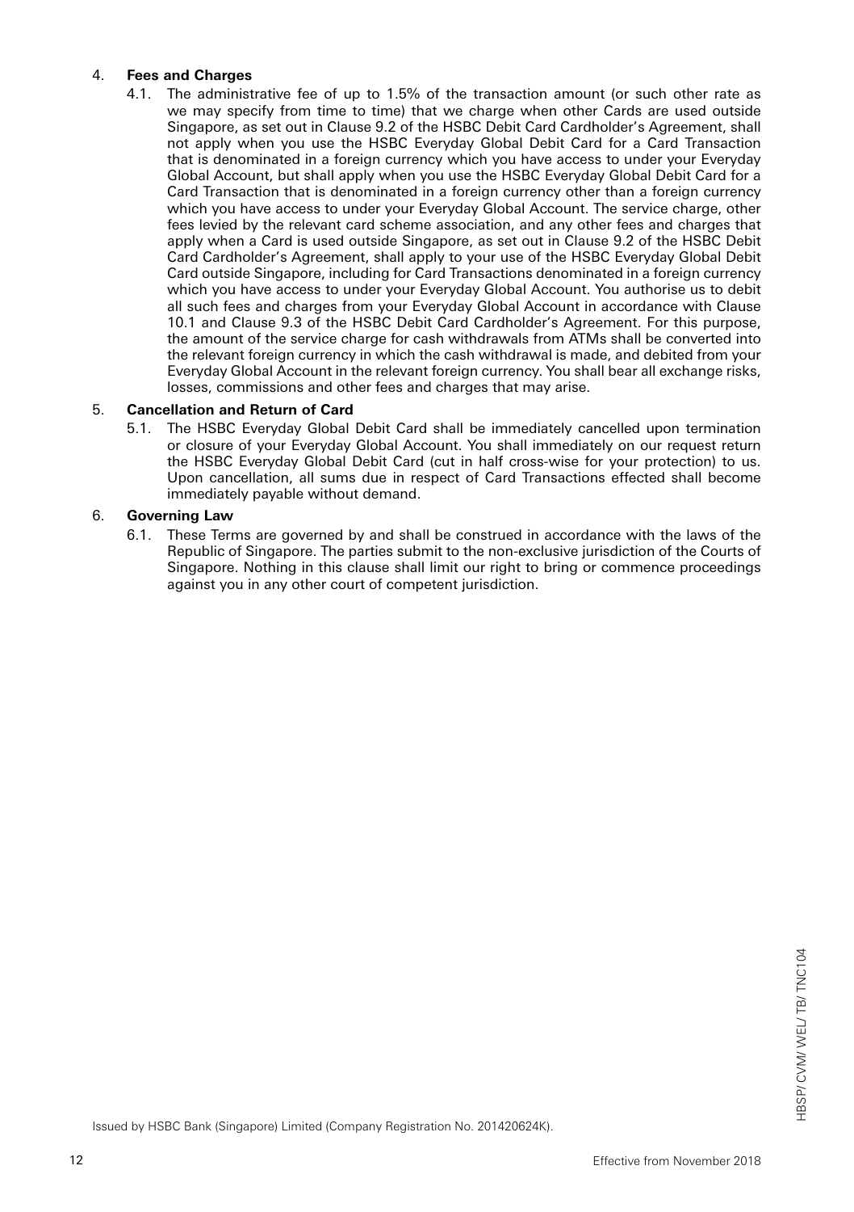4. **Fees and Charges**

   4.1. The administrative fee of up to 1.5% of the transaction amount (or such other rate as we may specify from time to time) that we charge when other Cards are used outside Singapore, as set out in Clause 9.2 of the HSBC Debit Card Cardholder's Agreement, shall not apply when you use the HSBC Everyday Global Debit Card for a Card Transaction that is denominated in a foreign currency which you have access to under your Everyday Global Account, but shall apply when you use the HSBC Everyday Global Debit Card for a Card Transaction that is denominated in a foreign currency other than a foreign currency which you have access to under your Everyday Global Account. The service charge, other fees levied by the relevant card scheme association, and any other fees and charges that apply when a Card is used outside Singapore, as set out in Clause 9.2 of the HSBC Debit Card Cardholder's Agreement, shall apply to your use of the HSBC Everyday Global Debit Card outside Singapore, including for Card Transactions denominated in a foreign currency which you have access to under your Everyday Global Account. You authorise us to debit all such fees and charges from your Everyday Global Account in accordance with Clause 10.1 and Clause 9.3 of the HSBC Debit Card Cardholder's Agreement. For this purpose, the amount of the service charge for cash withdrawals from ATMs shall be converted into the relevant foreign currency in which the cash withdrawal is made, and debited from your Everyday Global Account in the relevant foreign currency. You shall bear all exchange risks, losses, commissions and other fees and charges that may arise.

5. **Cancellation and Return of Card**

   5.1. The HSBC Everyday Global Debit Card shall be immediately cancelled upon termination or closure of your Everyday Global Account. You shall immediately on our request return the HSBC Everyday Global Debit Card (cut in half cross-wise for your protection) to us. Upon cancellation, all sums due in respect of Card Transactions effected shall become immediately payable without demand.

6. **Governing Law**

   6.1. These Terms are governed by and shall be construed in accordance with the laws of the Republic of Singapore. The parties submit to the non-exclusive jurisdiction of the Courts of Singapore. Nothing in this clause shall limit our right to bring or commence proceedings against you in any other court of competent jurisdiction.

HBSP/ CVM/ WEL/ TB/ TNC104

Issued by HSBC Bank (Singapore) Limited (Company Registration No. 201420624K).

Effective from November 2018